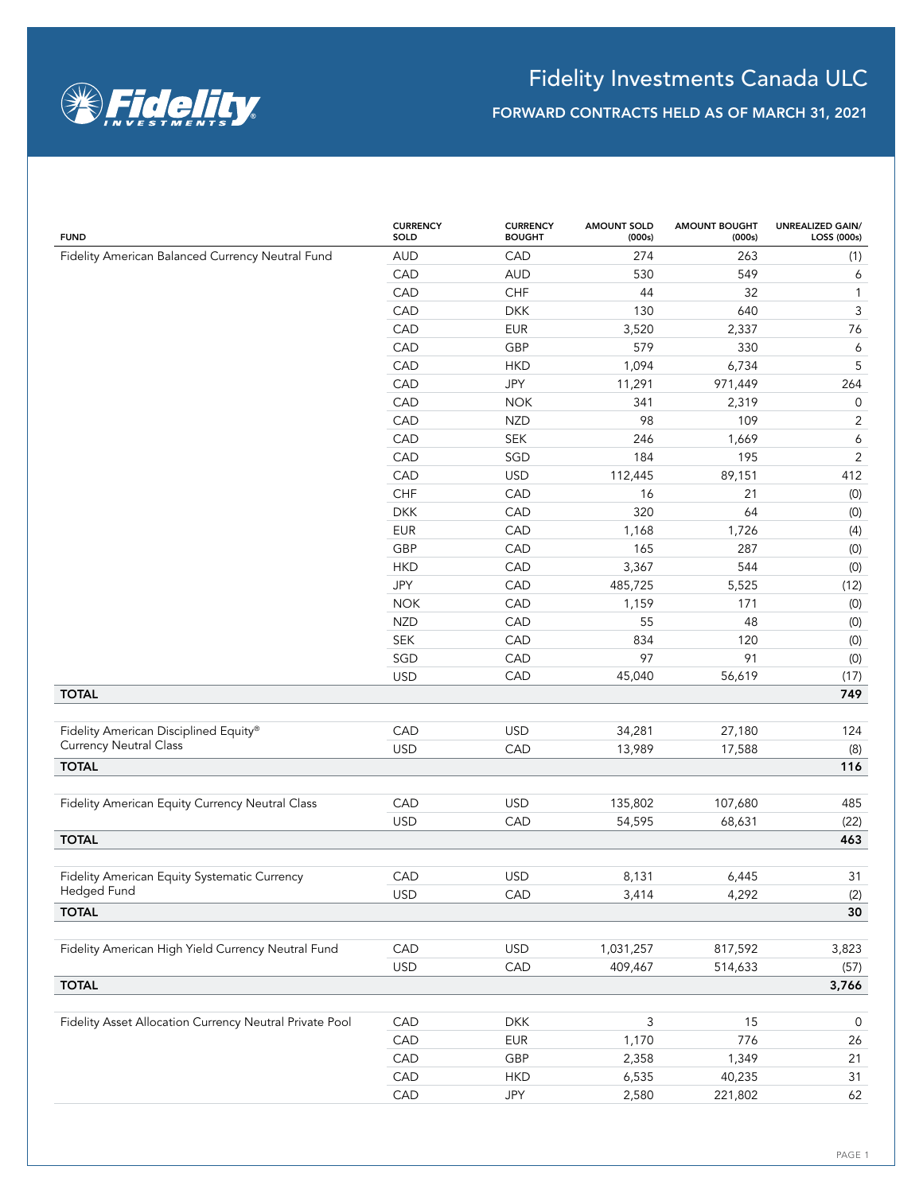# Fidelity Investments Canada ULC

## FORWARD CONTRACTS HELD AS OF MARCH 31, 2021

| FUND | CURRENCY SOLD | CURRENCY BOUGHT | AMOUNT SOLD (000s) | AMOUNT BOUGHT (000s) | UNREALIZED GAIN/ LOSS (000s) |
|---|---|---|---|---|---|
| Fidelity American Balanced Currency Neutral Fund | AUD | CAD | 274 | 263 | (1) |
| | CAD | AUD | 530 | 549 | 6 |
| | CAD | CHF | 44 | 32 | 1 |
| | CAD | DKK | 130 | 640 | 3 |
| | CAD | EUR | 3,520 | 2,337 | 76 |
| | CAD | GBP | 579 | 330 | 6 |
| | CAD | HKD | 1,094 | 6,734 | 5 |
| | CAD | JPY | 11,291 | 971,449 | 264 |
| | CAD | NOK | 341 | 2,319 | 0 |
| | CAD | NZD | 98 | 109 | 2 |
| | CAD | SEK | 246 | 1,669 | 6 |
| | CAD | SGD | 184 | 195 | 2 |
| | CAD | USD | 112,445 | 89,151 | 412 |
| | CHF | CAD | 16 | 21 | (0) |
| | DKK | CAD | 320 | 64 | (0) |
| | EUR | CAD | 1,168 | 1,726 | (4) |
| | GBP | CAD | 165 | 287 | (0) |
| | HKD | CAD | 3,367 | 544 | (0) |
| | JPY | CAD | 485,725 | 5,525 | (12) |
| | NOK | CAD | 1,159 | 171 | (0) |
| | NZD | CAD | 55 | 48 | (0) |
| | SEK | CAD | 834 | 120 | (0) |
| | SGD | CAD | 97 | 91 | (0) |
| | USD | CAD | 45,040 | 56,619 | (17) |
| **TOTAL** | | | | | **749** |
| Fidelity American Disciplined Equity® Currency Neutral Class | CAD | USD | 34,281 | 27,180 | 124 |
| | USD | CAD | 13,989 | 17,588 | (8) |
| **TOTAL** | | | | | **116** |
| Fidelity American Equity Currency Neutral Class | CAD | USD | 135,802 | 107,680 | 485 |
| | USD | CAD | 54,595 | 68,631 | (22) |
| **TOTAL** | | | | | **463** |
| Fidelity American Equity Systematic Currency Hedged Fund | CAD | USD | 8,131 | 6,445 | 31 |
| | USD | CAD | 3,414 | 4,292 | (2) |
| **TOTAL** | | | | | **30** |
| Fidelity American High Yield Currency Neutral Fund | CAD | USD | 1,031,257 | 817,592 | 3,823 |
| | USD | CAD | 409,467 | 514,633 | (57) |
| **TOTAL** | | | | | **3,766** |
| Fidelity Asset Allocation Currency Neutral Private Pool | CAD | DKK | 3 | 15 | 0 |
| | CAD | EUR | 1,170 | 776 | 26 |
| | CAD | GBP | 2,358 | 1,349 | 21 |
| | CAD | HKD | 6,535 | 40,235 | 31 |
| | CAD | JPY | 2,580 | 221,802 | 62 |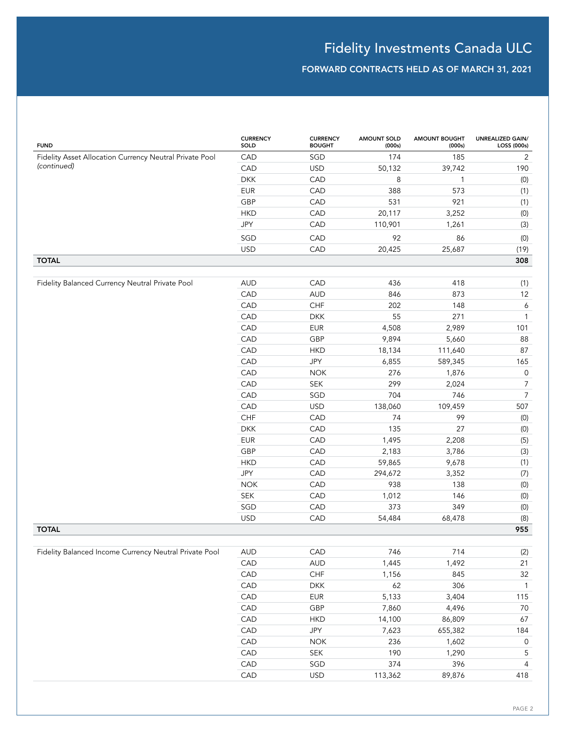# Fidelity Investments Canada ULC

## FORWARD CONTRACTS HELD AS OF MARCH 31, 2021

| FUND | CURRENCY SOLD | CURRENCY BOUGHT | AMOUNT SOLD (000s) | AMOUNT BOUGHT (000s) | UNREALIZED GAIN/ LOSS (000s) |
|---|---|---|---|---|---|
| Fidelity Asset Allocation Currency Neutral Private Pool *(continued)* | CAD | SGD | 174 | 185 | 2 |
| | CAD | USD | 50,132 | 39,742 | 190 |
| | DKK | CAD | 8 | 1 | (0) |
| | EUR | CAD | 388 | 573 | (1) |
| | GBP | CAD | 531 | 921 | (1) |
| | HKD | CAD | 20,117 | 3,252 | (0) |
| | JPY | CAD | 110,901 | 1,261 | (3) |
| | SGD | CAD | 92 | 86 | (0) |
| | USD | CAD | 20,425 | 25,687 | (19) |
| **TOTAL** | | | | | **308** |
| Fidelity Balanced Currency Neutral Private Pool | AUD | CAD | 436 | 418 | (1) |
| | CAD | AUD | 846 | 873 | 12 |
| | CAD | CHF | 202 | 148 | 6 |
| | CAD | DKK | 55 | 271 | 1 |
| | CAD | EUR | 4,508 | 2,989 | 101 |
| | CAD | GBP | 9,894 | 5,660 | 88 |
| | CAD | HKD | 18,134 | 111,640 | 87 |
| | CAD | JPY | 6,855 | 589,345 | 165 |
| | CAD | NOK | 276 | 1,876 | 0 |
| | CAD | SEK | 299 | 2,024 | 7 |
| | CAD | SGD | 704 | 746 | 7 |
| | CAD | USD | 138,060 | 109,459 | 507 |
| | CHF | CAD | 74 | 99 | (0) |
| | DKK | CAD | 135 | 27 | (0) |
| | EUR | CAD | 1,495 | 2,208 | (5) |
| | GBP | CAD | 2,183 | 3,786 | (3) |
| | HKD | CAD | 59,865 | 9,678 | (1) |
| | JPY | CAD | 294,672 | 3,352 | (7) |
| | NOK | CAD | 938 | 138 | (0) |
| | SEK | CAD | 1,012 | 146 | (0) |
| | SGD | CAD | 373 | 349 | (0) |
| | USD | CAD | 54,484 | 68,478 | (8) |
| **TOTAL** | | | | | **955** |
| Fidelity Balanced Income Currency Neutral Private Pool | AUD | CAD | 746 | 714 | (2) |
| | CAD | AUD | 1,445 | 1,492 | 21 |
| | CAD | CHF | 1,156 | 845 | 32 |
| | CAD | DKK | 62 | 306 | 1 |
| | CAD | EUR | 5,133 | 3,404 | 115 |
| | CAD | GBP | 7,860 | 4,496 | 70 |
| | CAD | HKD | 14,100 | 86,809 | 67 |
| | CAD | JPY | 7,623 | 655,382 | 184 |
| | CAD | NOK | 236 | 1,602 | 0 |
| | CAD | SEK | 190 | 1,290 | 5 |
| | CAD | SGD | 374 | 396 | 4 |
| | CAD | USD | 113,362 | 89,876 | 418 |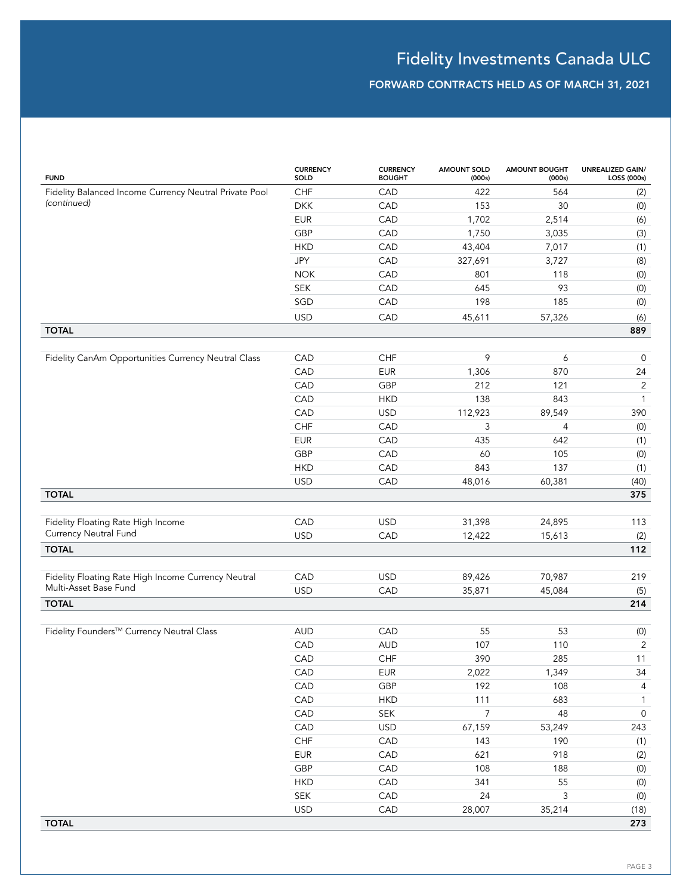# Fidelity Investments Canada ULC

## FORWARD CONTRACTS HELD AS OF MARCH 31, 2021

| FUND | CURRENCY SOLD | CURRENCY BOUGHT | AMOUNT SOLD (000s) | AMOUNT BOUGHT (000s) | UNREALIZED GAIN/ LOSS (000s) |
|---|---|---|---|---|---|
| Fidelity Balanced Income Currency Neutral Private Pool *(continued)* | CHF | CAD | 422 | 564 | (2) |
| | DKK | CAD | 153 | 30 | (0) |
| | EUR | CAD | 1,702 | 2,514 | (6) |
| | GBP | CAD | 1,750 | 3,035 | (3) |
| | HKD | CAD | 43,404 | 7,017 | (1) |
| | JPY | CAD | 327,691 | 3,727 | (8) |
| | NOK | CAD | 801 | 118 | (0) |
| | SEK | CAD | 645 | 93 | (0) |
| | SGD | CAD | 198 | 185 | (0) |
| | USD | CAD | 45,611 | 57,326 | (6) |
| **TOTAL** | | | | | **889** |
| Fidelity CanAm Opportunities Currency Neutral Class | CAD | CHF | 9 | 6 | 0 |
| | CAD | EUR | 1,306 | 870 | 24 |
| | CAD | GBP | 212 | 121 | 2 |
| | CAD | HKD | 138 | 843 | 1 |
| | CAD | USD | 112,923 | 89,549 | 390 |
| | CHF | CAD | 3 | 4 | (0) |
| | EUR | CAD | 435 | 642 | (1) |
| | GBP | CAD | 60 | 105 | (0) |
| | HKD | CAD | 843 | 137 | (1) |
| | USD | CAD | 48,016 | 60,381 | (40) |
| **TOTAL** | | | | | **375** |
| Fidelity Floating Rate High Income Currency Neutral Fund | CAD | USD | 31,398 | 24,895 | 113 |
| | USD | CAD | 12,422 | 15,613 | (2) |
| **TOTAL** | | | | | **112** |
| Fidelity Floating Rate High Income Currency Neutral Multi-Asset Base Fund | CAD | USD | 89,426 | 70,987 | 219 |
| | USD | CAD | 35,871 | 45,084 | (5) |
| **TOTAL** | | | | | **214** |
| Fidelity Founders™ Currency Neutral Class | AUD | CAD | 55 | 53 | (0) |
| | CAD | AUD | 107 | 110 | 2 |
| | CAD | CHF | 390 | 285 | 11 |
| | CAD | EUR | 2,022 | 1,349 | 34 |
| | CAD | GBP | 192 | 108 | 4 |
| | CAD | HKD | 111 | 683 | 1 |
| | CAD | SEK | 7 | 48 | 0 |
| | CAD | USD | 67,159 | 53,249 | 243 |
| | CHF | CAD | 143 | 190 | (1) |
| | EUR | CAD | 621 | 918 | (2) |
| | GBP | CAD | 108 | 188 | (0) |
| | HKD | CAD | 341 | 55 | (0) |
| | SEK | CAD | 24 | 3 | (0) |
| | USD | CAD | 28,007 | 35,214 | (18) |
| **TOTAL** | | | | | **273** |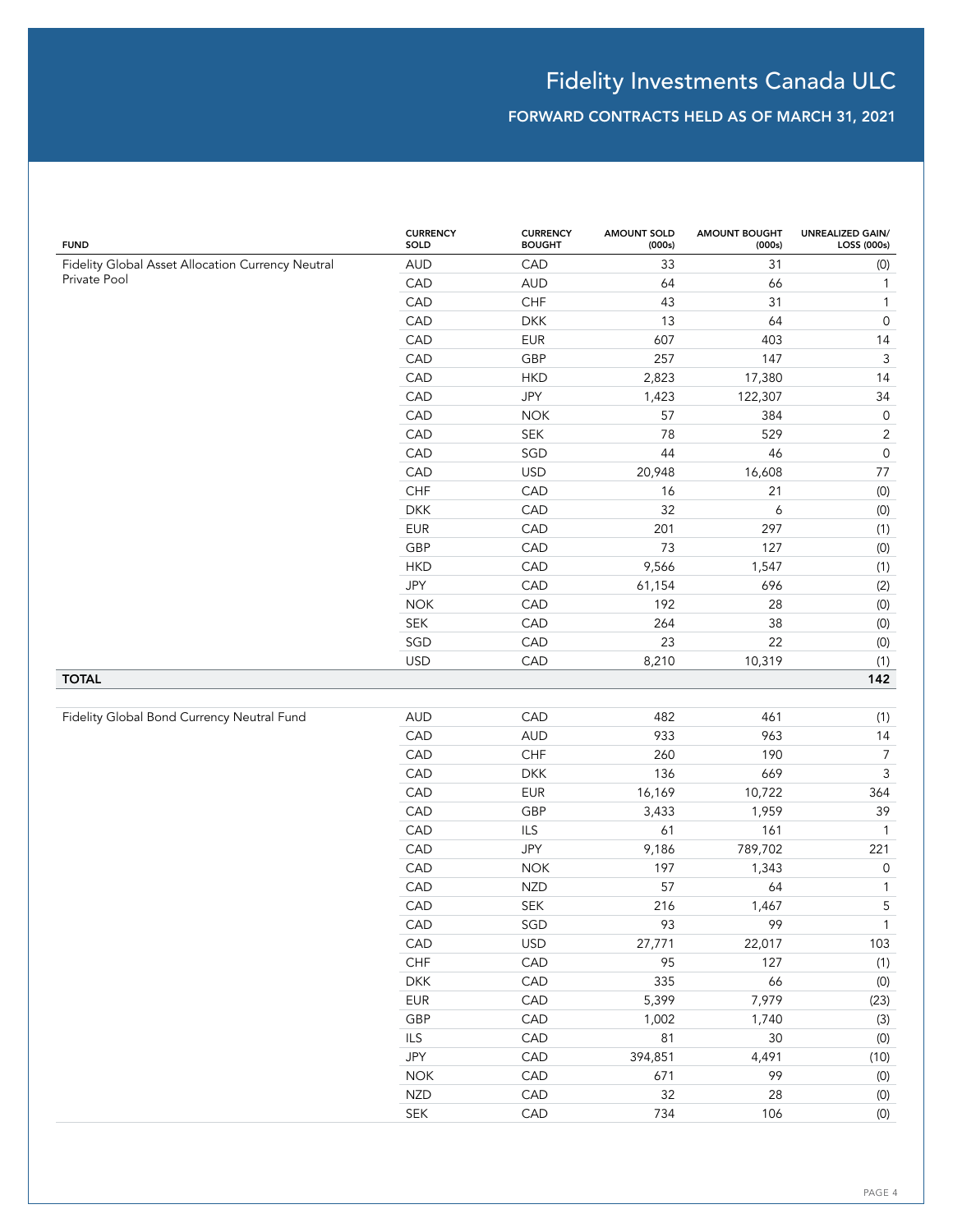# Fidelity Investments Canada ULC

## FORWARD CONTRACTS HELD AS OF MARCH 31, 2021

| FUND | CURRENCY SOLD | CURRENCY BOUGHT | AMOUNT SOLD (000s) | AMOUNT BOUGHT (000s) | UNREALIZED GAIN/ LOSS (000s) |
|---|---|---|---|---|---|
| Fidelity Global Asset Allocation Currency Neutral Private Pool | AUD | CAD | 33 | 31 | (0) |
| | CAD | AUD | 64 | 66 | 1 |
| | CAD | CHF | 43 | 31 | 1 |
| | CAD | DKK | 13 | 64 | 0 |
| | CAD | EUR | 607 | 403 | 14 |
| | CAD | GBP | 257 | 147 | 3 |
| | CAD | HKD | 2,823 | 17,380 | 14 |
| | CAD | JPY | 1,423 | 122,307 | 34 |
| | CAD | NOK | 57 | 384 | 0 |
| | CAD | SEK | 78 | 529 | 2 |
| | CAD | SGD | 44 | 46 | 0 |
| | CAD | USD | 20,948 | 16,608 | 77 |
| | CHF | CAD | 16 | 21 | (0) |
| | DKK | CAD | 32 | 6 | (0) |
| | EUR | CAD | 201 | 297 | (1) |
| | GBP | CAD | 73 | 127 | (0) |
| | HKD | CAD | 9,566 | 1,547 | (1) |
| | JPY | CAD | 61,154 | 696 | (2) |
| | NOK | CAD | 192 | 28 | (0) |
| | SEK | CAD | 264 | 38 | (0) |
| | SGD | CAD | 23 | 22 | (0) |
| | USD | CAD | 8,210 | 10,319 | (1) |
| **TOTAL** | | | | | **142** |
| Fidelity Global Bond Currency Neutral Fund | AUD | CAD | 482 | 461 | (1) |
| | CAD | AUD | 933 | 963 | 14 |
| | CAD | CHF | 260 | 190 | 7 |
| | CAD | DKK | 136 | 669 | 3 |
| | CAD | EUR | 16,169 | 10,722 | 364 |
| | CAD | GBP | 3,433 | 1,959 | 39 |
| | CAD | ILS | 61 | 161 | 1 |
| | CAD | JPY | 9,186 | 789,702 | 221 |
| | CAD | NOK | 197 | 1,343 | 0 |
| | CAD | NZD | 57 | 64 | 1 |
| | CAD | SEK | 216 | 1,467 | 5 |
| | CAD | SGD | 93 | 99 | 1 |
| | CAD | USD | 27,771 | 22,017 | 103 |
| | CHF | CAD | 95 | 127 | (1) |
| | DKK | CAD | 335 | 66 | (0) |
| | EUR | CAD | 5,399 | 7,979 | (23) |
| | GBP | CAD | 1,002 | 1,740 | (3) |
| | ILS | CAD | 81 | 30 | (0) |
| | JPY | CAD | 394,851 | 4,491 | (10) |
| | NOK | CAD | 671 | 99 | (0) |
| | NZD | CAD | 32 | 28 | (0) |
| | SEK | CAD | 734 | 106 | (0) |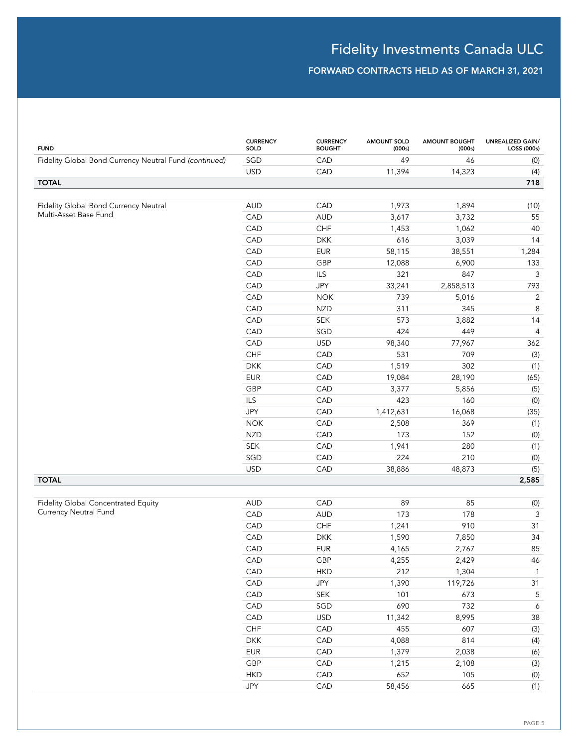# Fidelity Investments Canada ULC

## FORWARD CONTRACTS HELD AS OF MARCH 31, 2021

| FUND | CURRENCY SOLD | CURRENCY BOUGHT | AMOUNT SOLD (000s) | AMOUNT BOUGHT (000s) | UNREALIZED GAIN/ LOSS (000s) |
|---|---|---|---|---|---|
| Fidelity Global Bond Currency Neutral Fund *(continued)* | SGD | CAD | 49 | 46 | (0) |
| | USD | CAD | 11,394 | 14,323 | (4) |
| **TOTAL** | | | | | **718** |
| Fidelity Global Bond Currency Neutral Multi-Asset Base Fund | AUD | CAD | 1,973 | 1,894 | (10) |
| | CAD | AUD | 3,617 | 3,732 | 55 |
| | CAD | CHF | 1,453 | 1,062 | 40 |
| | CAD | DKK | 616 | 3,039 | 14 |
| | CAD | EUR | 58,115 | 38,551 | 1,284 |
| | CAD | GBP | 12,088 | 6,900 | 133 |
| | CAD | ILS | 321 | 847 | 3 |
| | CAD | JPY | 33,241 | 2,858,513 | 793 |
| | CAD | NOK | 739 | 5,016 | 2 |
| | CAD | NZD | 311 | 345 | 8 |
| | CAD | SEK | 573 | 3,882 | 14 |
| | CAD | SGD | 424 | 449 | 4 |
| | CAD | USD | 98,340 | 77,967 | 362 |
| | CHF | CAD | 531 | 709 | (3) |
| | DKK | CAD | 1,519 | 302 | (1) |
| | EUR | CAD | 19,084 | 28,190 | (65) |
| | GBP | CAD | 3,377 | 5,856 | (5) |
| | ILS | CAD | 423 | 160 | (0) |
| | JPY | CAD | 1,412,631 | 16,068 | (35) |
| | NOK | CAD | 2,508 | 369 | (1) |
| | NZD | CAD | 173 | 152 | (0) |
| | SEK | CAD | 1,941 | 280 | (1) |
| | SGD | CAD | 224 | 210 | (0) |
| | USD | CAD | 38,886 | 48,873 | (5) |
| **TOTAL** | | | | | **2,585** |
| Fidelity Global Concentrated Equity Currency Neutral Fund | AUD | CAD | 89 | 85 | (0) |
| | CAD | AUD | 173 | 178 | 3 |
| | CAD | CHF | 1,241 | 910 | 31 |
| | CAD | DKK | 1,590 | 7,850 | 34 |
| | CAD | EUR | 4,165 | 2,767 | 85 |
| | CAD | GBP | 4,255 | 2,429 | 46 |
| | CAD | HKD | 212 | 1,304 | 1 |
| | CAD | JPY | 1,390 | 119,726 | 31 |
| | CAD | SEK | 101 | 673 | 5 |
| | CAD | SGD | 690 | 732 | 6 |
| | CAD | USD | 11,342 | 8,995 | 38 |
| | CHF | CAD | 455 | 607 | (3) |
| | DKK | CAD | 4,088 | 814 | (4) |
| | EUR | CAD | 1,379 | 2,038 | (6) |
| | GBP | CAD | 1,215 | 2,108 | (3) |
| | HKD | CAD | 652 | 105 | (0) |
| | JPY | CAD | 58,456 | 665 | (1) |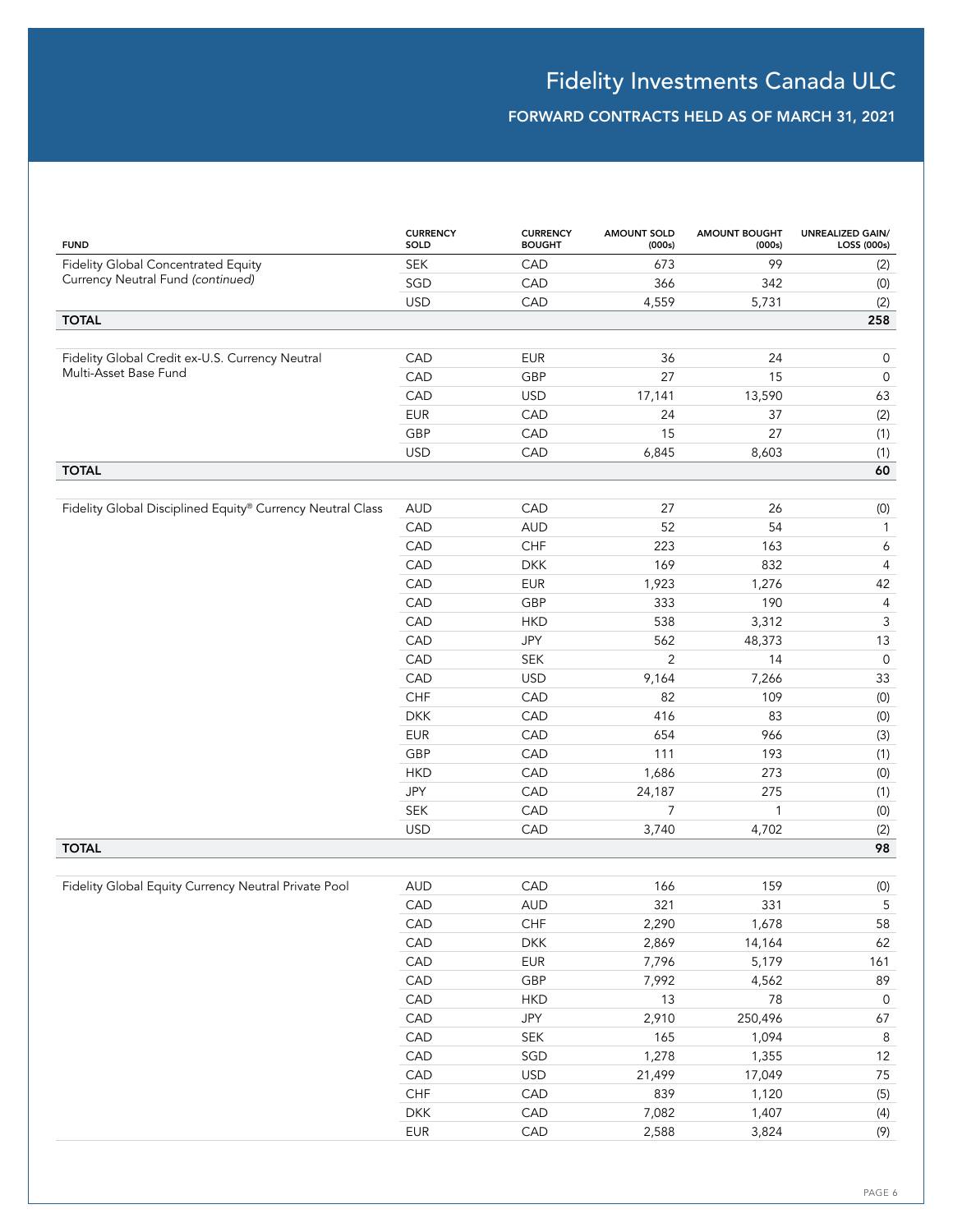## Fidelity Investments Canada ULC

### FORWARD CONTRACTS HELD AS OF MARCH 31, 2021

| FUND | CURRENCY SOLD | CURRENCY BOUGHT | AMOUNT SOLD (000s) | AMOUNT BOUGHT (000s) | UNREALIZED GAIN/ LOSS (000s) |
|---|---|---|---|---|---|
| Fidelity Global Concentrated Equity Currency Neutral Fund *(continued)* | SEK | CAD | 673 | 99 | (2) |
| | SGD | CAD | 366 | 342 | (0) |
| | USD | CAD | 4,559 | 5,731 | (2) |
| **TOTAL** | | | | | **258** |
| Fidelity Global Credit ex-U.S. Currency Neutral Multi-Asset Base Fund | CAD | EUR | 36 | 24 | 0 |
| | CAD | GBP | 27 | 15 | 0 |
| | CAD | USD | 17,141 | 13,590 | 63 |
| | EUR | CAD | 24 | 37 | (2) |
| | GBP | CAD | 15 | 27 | (1) |
| | USD | CAD | 6,845 | 8,603 | (1) |
| **TOTAL** | | | | | **60** |
| Fidelity Global Disciplined Equity® Currency Neutral Class | AUD | CAD | 27 | 26 | (0) |
| | CAD | AUD | 52 | 54 | 1 |
| | CAD | CHF | 223 | 163 | 6 |
| | CAD | DKK | 169 | 832 | 4 |
| | CAD | EUR | 1,923 | 1,276 | 42 |
| | CAD | GBP | 333 | 190 | 4 |
| | CAD | HKD | 538 | 3,312 | 3 |
| | CAD | JPY | 562 | 48,373 | 13 |
| | CAD | SEK | 2 | 14 | 0 |
| | CAD | USD | 9,164 | 7,266 | 33 |
| | CHF | CAD | 82 | 109 | (0) |
| | DKK | CAD | 416 | 83 | (0) |
| | EUR | CAD | 654 | 966 | (3) |
| | GBP | CAD | 111 | 193 | (1) |
| | HKD | CAD | 1,686 | 273 | (0) |
| | JPY | CAD | 24,187 | 275 | (1) |
| | SEK | CAD | 7 | 1 | (0) |
| | USD | CAD | 3,740 | 4,702 | (2) |
| **TOTAL** | | | | | **98** |
| Fidelity Global Equity Currency Neutral Private Pool | AUD | CAD | 166 | 159 | (0) |
| | CAD | AUD | 321 | 331 | 5 |
| | CAD | CHF | 2,290 | 1,678 | 58 |
| | CAD | DKK | 2,869 | 14,164 | 62 |
| | CAD | EUR | 7,796 | 5,179 | 161 |
| | CAD | GBP | 7,992 | 4,562 | 89 |
| | CAD | HKD | 13 | 78 | 0 |
| | CAD | JPY | 2,910 | 250,496 | 67 |
| | CAD | SEK | 165 | 1,094 | 8 |
| | CAD | SGD | 1,278 | 1,355 | 12 |
| | CAD | USD | 21,499 | 17,049 | 75 |
| | CHF | CAD | 839 | 1,120 | (5) |
| | DKK | CAD | 7,082 | 1,407 | (4) |
| | EUR | CAD | 2,588 | 3,824 | (9) |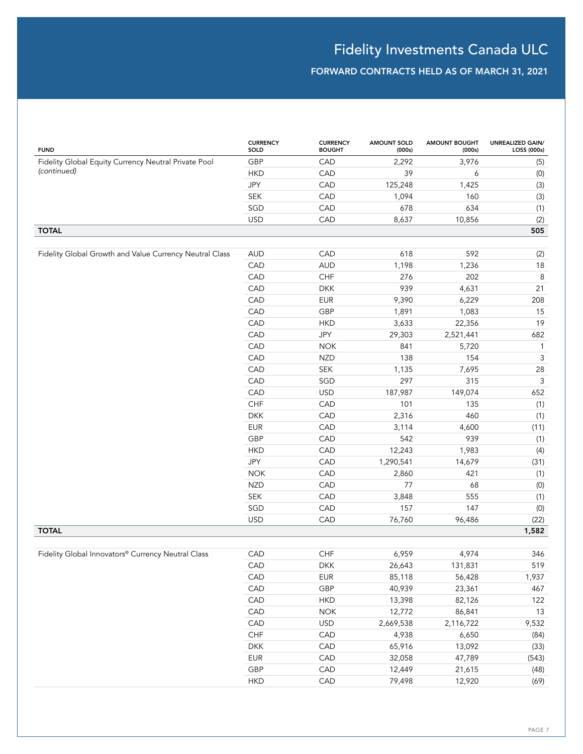# Fidelity Investments Canada ULC

## FORWARD CONTRACTS HELD AS OF MARCH 31, 2021

| FUND | CURRENCY SOLD | CURRENCY BOUGHT | AMOUNT SOLD (000s) | AMOUNT BOUGHT (000s) | UNREALIZED GAIN/ LOSS (000s) |
|---|---|---|---|---|---|
| Fidelity Global Equity Currency Neutral Private Pool *(continued)* | GBP | CAD | 2,292 | 3,976 | (5) |
| | HKD | CAD | 39 | 6 | (0) |
| | JPY | CAD | 125,248 | 1,425 | (3) |
| | SEK | CAD | 1,094 | 160 | (3) |
| | SGD | CAD | 678 | 634 | (1) |
| | USD | CAD | 8,637 | 10,856 | (2) |
| **TOTAL** | | | | | **505** |
| | | | | | |
| Fidelity Global Growth and Value Currency Neutral Class | AUD | CAD | 618 | 592 | (2) |
| | CAD | AUD | 1,198 | 1,236 | 18 |
| | CAD | CHF | 276 | 202 | 8 |
| | CAD | DKK | 939 | 4,631 | 21 |
| | CAD | EUR | 9,390 | 6,229 | 208 |
| | CAD | GBP | 1,891 | 1,083 | 15 |
| | CAD | HKD | 3,633 | 22,356 | 19 |
| | CAD | JPY | 29,303 | 2,521,441 | 682 |
| | CAD | NOK | 841 | 5,720 | 1 |
| | CAD | NZD | 138 | 154 | 3 |
| | CAD | SEK | 1,135 | 7,695 | 28 |
| | CAD | SGD | 297 | 315 | 3 |
| | CAD | USD | 187,987 | 149,074 | 652 |
| | CHF | CAD | 101 | 135 | (1) |
| | DKK | CAD | 2,316 | 460 | (1) |
| | EUR | CAD | 3,114 | 4,600 | (11) |
| | GBP | CAD | 542 | 939 | (1) |
| | HKD | CAD | 12,243 | 1,983 | (4) |
| | JPY | CAD | 1,290,541 | 14,679 | (31) |
| | NOK | CAD | 2,860 | 421 | (1) |
| | NZD | CAD | 77 | 68 | (0) |
| | SEK | CAD | 3,848 | 555 | (1) |
| | SGD | CAD | 157 | 147 | (0) |
| | USD | CAD | 76,760 | 96,486 | (22) |
| **TOTAL** | | | | | **1,582** |
| | | | | | |
| Fidelity Global Innovators® Currency Neutral Class | CAD | CHF | 6,959 | 4,974 | 346 |
| | CAD | DKK | 26,643 | 131,831 | 519 |
| | CAD | EUR | 85,118 | 56,428 | 1,937 |
| | CAD | GBP | 40,939 | 23,361 | 467 |
| | CAD | HKD | 13,398 | 82,126 | 122 |
| | CAD | NOK | 12,772 | 86,841 | 13 |
| | CAD | USD | 2,669,538 | 2,116,722 | 9,532 |
| | CHF | CAD | 4,938 | 6,650 | (84) |
| | DKK | CAD | 65,916 | 13,092 | (33) |
| | EUR | CAD | 32,058 | 47,789 | (543) |
| | GBP | CAD | 12,449 | 21,615 | (48) |
| | HKD | CAD | 79,498 | 12,920 | (69) |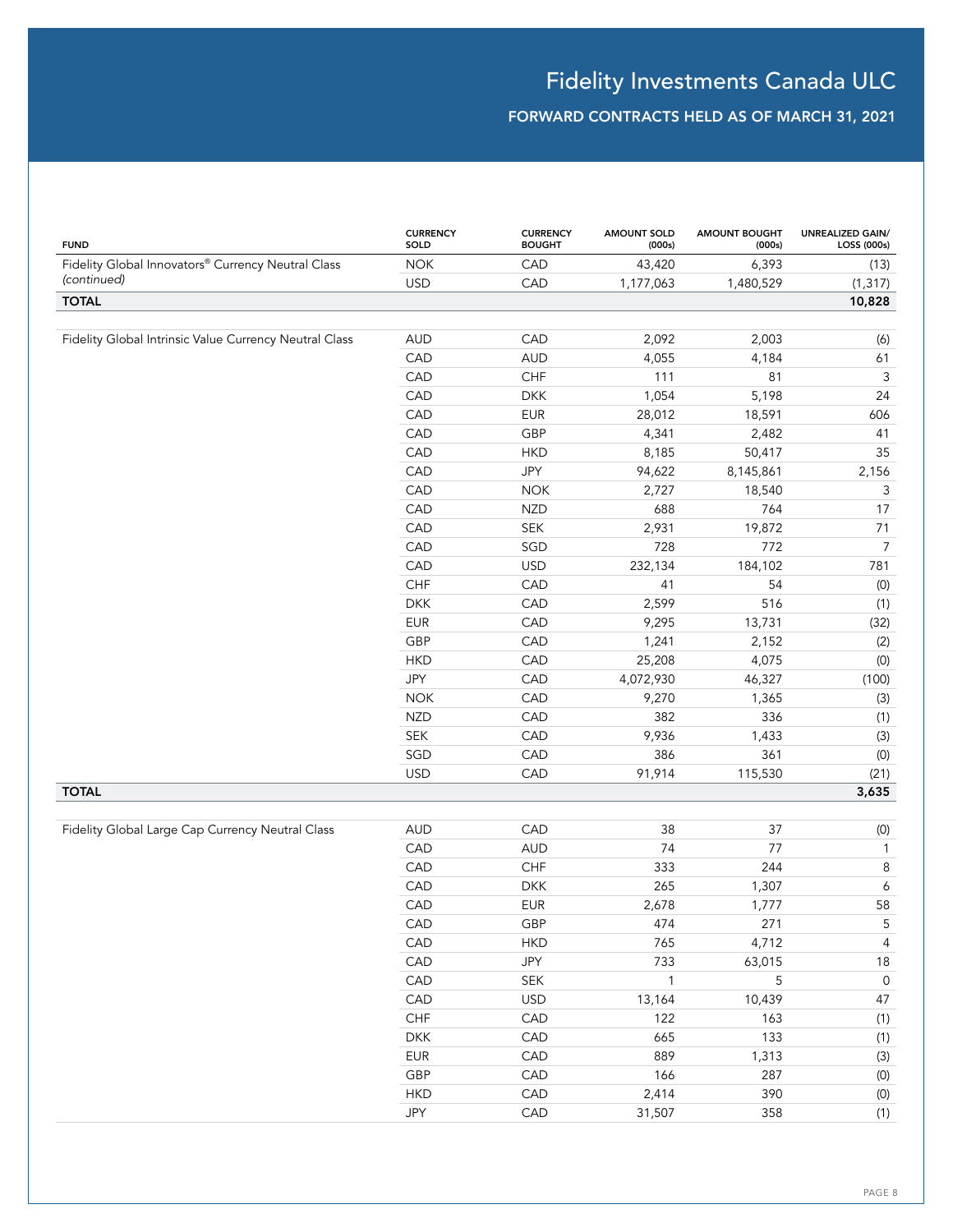# Fidelity Investments Canada ULC

## FORWARD CONTRACTS HELD AS OF MARCH 31, 2021

| FUND | CURRENCY SOLD | CURRENCY BOUGHT | AMOUNT SOLD (000s) | AMOUNT BOUGHT (000s) | UNREALIZED GAIN/ LOSS (000s) |
|---|---|---|---|---|---|
| Fidelity Global Innovators® Currency Neutral Class *(continued)* | NOK | CAD | 43,420 | 6,393 | (13) |
| | USD | CAD | 1,177,063 | 1,480,529 | (1,317) |
| **TOTAL** | | | | | **10,828** |
| Fidelity Global Intrinsic Value Currency Neutral Class | AUD | CAD | 2,092 | 2,003 | (6) |
| | CAD | AUD | 4,055 | 4,184 | 61 |
| | CAD | CHF | 111 | 81 | 3 |
| | CAD | DKK | 1,054 | 5,198 | 24 |
| | CAD | EUR | 28,012 | 18,591 | 606 |
| | CAD | GBP | 4,341 | 2,482 | 41 |
| | CAD | HKD | 8,185 | 50,417 | 35 |
| | CAD | JPY | 94,622 | 8,145,861 | 2,156 |
| | CAD | NOK | 2,727 | 18,540 | 3 |
| | CAD | NZD | 688 | 764 | 17 |
| | CAD | SEK | 2,931 | 19,872 | 71 |
| | CAD | SGD | 728 | 772 | 7 |
| | CAD | USD | 232,134 | 184,102 | 781 |
| | CHF | CAD | 41 | 54 | (0) |
| | DKK | CAD | 2,599 | 516 | (1) |
| | EUR | CAD | 9,295 | 13,731 | (32) |
| | GBP | CAD | 1,241 | 2,152 | (2) |
| | HKD | CAD | 25,208 | 4,075 | (0) |
| | JPY | CAD | 4,072,930 | 46,327 | (100) |
| | NOK | CAD | 9,270 | 1,365 | (3) |
| | NZD | CAD | 382 | 336 | (1) |
| | SEK | CAD | 9,936 | 1,433 | (3) |
| | SGD | CAD | 386 | 361 | (0) |
| | USD | CAD | 91,914 | 115,530 | (21) |
| **TOTAL** | | | | | **3,635** |
| Fidelity Global Large Cap Currency Neutral Class | AUD | CAD | 38 | 37 | (0) |
| | CAD | AUD | 74 | 77 | 1 |
| | CAD | CHF | 333 | 244 | 8 |
| | CAD | DKK | 265 | 1,307 | 6 |
| | CAD | EUR | 2,678 | 1,777 | 58 |
| | CAD | GBP | 474 | 271 | 5 |
| | CAD | HKD | 765 | 4,712 | 4 |
| | CAD | JPY | 733 | 63,015 | 18 |
| | CAD | SEK | 1 | 5 | 0 |
| | CAD | USD | 13,164 | 10,439 | 47 |
| | CHF | CAD | 122 | 163 | (1) |
| | DKK | CAD | 665 | 133 | (1) |
| | EUR | CAD | 889 | 1,313 | (3) |
| | GBP | CAD | 166 | 287 | (0) |
| | HKD | CAD | 2,414 | 390 | (0) |
| | JPY | CAD | 31,507 | 358 | (1) |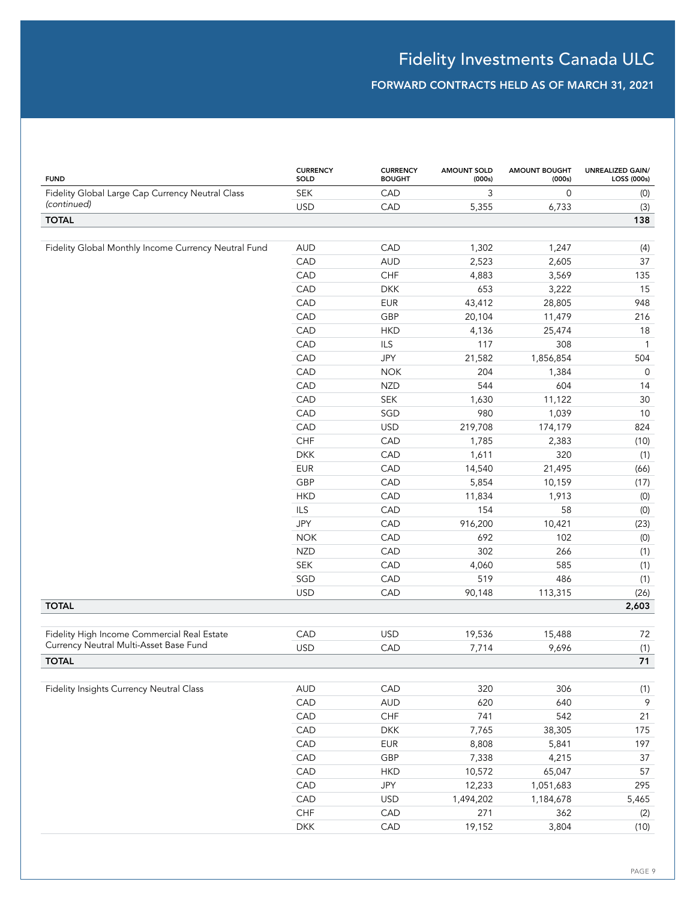# Fidelity Investments Canada ULC

## FORWARD CONTRACTS HELD AS OF MARCH 31, 2021

| FUND | CURRENCY SOLD | CURRENCY BOUGHT | AMOUNT SOLD (000s) | AMOUNT BOUGHT (000s) | UNREALIZED GAIN/ LOSS (000s) |
|---|---|---|---|---|---|
| Fidelity Global Large Cap Currency Neutral Class *(continued)* | SEK | CAD | 3 | 0 | (0) |
| | USD | CAD | 5,355 | 6,733 | (3) |
| **TOTAL** | | | | | **138** |
| Fidelity Global Monthly Income Currency Neutral Fund | AUD | CAD | 1,302 | 1,247 | (4) |
| | CAD | AUD | 2,523 | 2,605 | 37 |
| | CAD | CHF | 4,883 | 3,569 | 135 |
| | CAD | DKK | 653 | 3,222 | 15 |
| | CAD | EUR | 43,412 | 28,805 | 948 |
| | CAD | GBP | 20,104 | 11,479 | 216 |
| | CAD | HKD | 4,136 | 25,474 | 18 |
| | CAD | ILS | 117 | 308 | 1 |
| | CAD | JPY | 21,582 | 1,856,854 | 504 |
| | CAD | NOK | 204 | 1,384 | 0 |
| | CAD | NZD | 544 | 604 | 14 |
| | CAD | SEK | 1,630 | 11,122 | 30 |
| | CAD | SGD | 980 | 1,039 | 10 |
| | CAD | USD | 219,708 | 174,179 | 824 |
| | CHF | CAD | 1,785 | 2,383 | (10) |
| | DKK | CAD | 1,611 | 320 | (1) |
| | EUR | CAD | 14,540 | 21,495 | (66) |
| | GBP | CAD | 5,854 | 10,159 | (17) |
| | HKD | CAD | 11,834 | 1,913 | (0) |
| | ILS | CAD | 154 | 58 | (0) |
| | JPY | CAD | 916,200 | 10,421 | (23) |
| | NOK | CAD | 692 | 102 | (0) |
| | NZD | CAD | 302 | 266 | (1) |
| | SEK | CAD | 4,060 | 585 | (1) |
| | SGD | CAD | 519 | 486 | (1) |
| | USD | CAD | 90,148 | 113,315 | (26) |
| **TOTAL** | | | | | **2,603** |
| Fidelity High Income Commercial Real Estate Currency Neutral Multi-Asset Base Fund | CAD | USD | 19,536 | 15,488 | 72 |
| | USD | CAD | 7,714 | 9,696 | (1) |
| **TOTAL** | | | | | **71** |
| Fidelity Insights Currency Neutral Class | AUD | CAD | 320 | 306 | (1) |
| | CAD | AUD | 620 | 640 | 9 |
| | CAD | CHF | 741 | 542 | 21 |
| | CAD | DKK | 7,765 | 38,305 | 175 |
| | CAD | EUR | 8,808 | 5,841 | 197 |
| | CAD | GBP | 7,338 | 4,215 | 37 |
| | CAD | HKD | 10,572 | 65,047 | 57 |
| | CAD | JPY | 12,233 | 1,051,683 | 295 |
| | CAD | USD | 1,494,202 | 1,184,678 | 5,465 |
| | CHF | CAD | 271 | 362 | (2) |
| | DKK | CAD | 19,152 | 3,804 | (10) |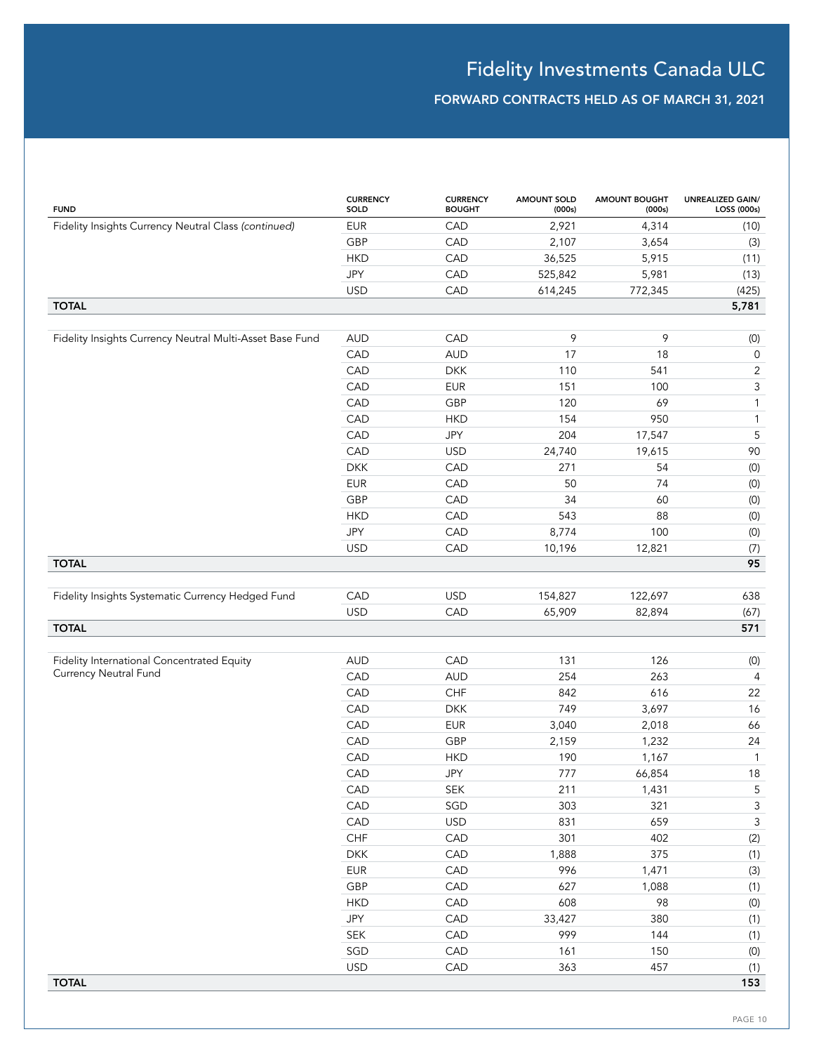# Fidelity Investments Canada ULC

## FORWARD CONTRACTS HELD AS OF MARCH 31, 2021

| FUND | CURRENCY SOLD | CURRENCY BOUGHT | AMOUNT SOLD (000s) | AMOUNT BOUGHT (000s) | UNREALIZED GAIN/ LOSS (000s) |
|---|---|---|---|---|---|
| Fidelity Insights Currency Neutral Class *(continued)* | EUR | CAD | 2,921 | 4,314 | (10) |
| | GBP | CAD | 2,107 | 3,654 | (3) |
| | HKD | CAD | 36,525 | 5,915 | (11) |
| | JPY | CAD | 525,842 | 5,981 | (13) |
| | USD | CAD | 614,245 | 772,345 | (425) |
| **TOTAL** | | | | | **5,781** |
| Fidelity Insights Currency Neutral Multi-Asset Base Fund | AUD | CAD | 9 | 9 | (0) |
| | CAD | AUD | 17 | 18 | 0 |
| | CAD | DKK | 110 | 541 | 2 |
| | CAD | EUR | 151 | 100 | 3 |
| | CAD | GBP | 120 | 69 | 1 |
| | CAD | HKD | 154 | 950 | 1 |
| | CAD | JPY | 204 | 17,547 | 5 |
| | CAD | USD | 24,740 | 19,615 | 90 |
| | DKK | CAD | 271 | 54 | (0) |
| | EUR | CAD | 50 | 74 | (0) |
| | GBP | CAD | 34 | 60 | (0) |
| | HKD | CAD | 543 | 88 | (0) |
| | JPY | CAD | 8,774 | 100 | (0) |
| | USD | CAD | 10,196 | 12,821 | (7) |
| **TOTAL** | | | | | **95** |
| Fidelity Insights Systematic Currency Hedged Fund | CAD | USD | 154,827 | 122,697 | 638 |
| | USD | CAD | 65,909 | 82,894 | (67) |
| **TOTAL** | | | | | **571** |
| Fidelity International Concentrated Equity Currency Neutral Fund | AUD | CAD | 131 | 126 | (0) |
| | CAD | AUD | 254 | 263 | 4 |
| | CAD | CHF | 842 | 616 | 22 |
| | CAD | DKK | 749 | 3,697 | 16 |
| | CAD | EUR | 3,040 | 2,018 | 66 |
| | CAD | GBP | 2,159 | 1,232 | 24 |
| | CAD | HKD | 190 | 1,167 | 1 |
| | CAD | JPY | 777 | 66,854 | 18 |
| | CAD | SEK | 211 | 1,431 | 5 |
| | CAD | SGD | 303 | 321 | 3 |
| | CAD | USD | 831 | 659 | 3 |
| | CHF | CAD | 301 | 402 | (2) |
| | DKK | CAD | 1,888 | 375 | (1) |
| | EUR | CAD | 996 | 1,471 | (3) |
| | GBP | CAD | 627 | 1,088 | (1) |
| | HKD | CAD | 608 | 98 | (0) |
| | JPY | CAD | 33,427 | 380 | (1) |
| | SEK | CAD | 999 | 144 | (1) |
| | SGD | CAD | 161 | 150 | (0) |
| | USD | CAD | 363 | 457 | (1) |
| **TOTAL** | | | | | **153** |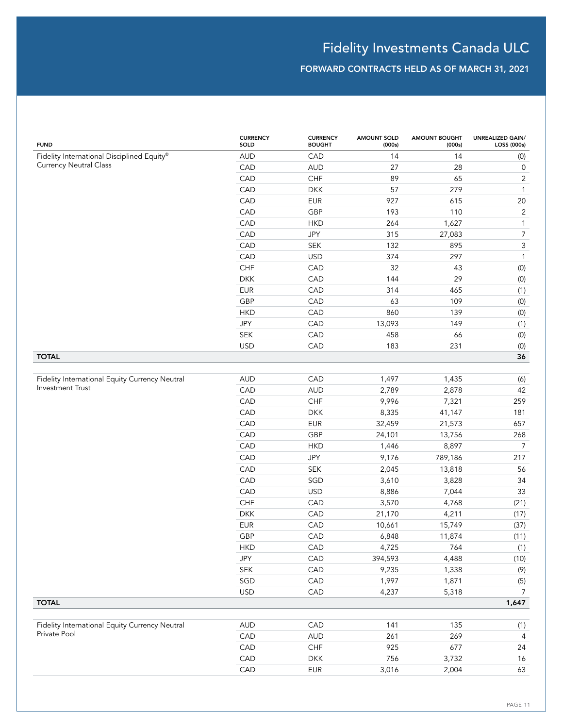# Fidelity Investments Canada ULC

## FORWARD CONTRACTS HELD AS OF MARCH 31, 2021

| FUND | CURRENCY SOLD | CURRENCY BOUGHT | AMOUNT SOLD (000s) | AMOUNT BOUGHT (000s) | UNREALIZED GAIN/ LOSS (000s) |
|---|---|---|---|---|---|
| Fidelity International Disciplined Equity® Currency Neutral Class | AUD | CAD | 14 | 14 | (0) |
| | CAD | AUD | 27 | 28 | 0 |
| | CAD | CHF | 89 | 65 | 2 |
| | CAD | DKK | 57 | 279 | 1 |
| | CAD | EUR | 927 | 615 | 20 |
| | CAD | GBP | 193 | 110 | 2 |
| | CAD | HKD | 264 | 1,627 | 1 |
| | CAD | JPY | 315 | 27,083 | 7 |
| | CAD | SEK | 132 | 895 | 3 |
| | CAD | USD | 374 | 297 | 1 |
| | CHF | CAD | 32 | 43 | (0) |
| | DKK | CAD | 144 | 29 | (0) |
| | EUR | CAD | 314 | 465 | (1) |
| | GBP | CAD | 63 | 109 | (0) |
| | HKD | CAD | 860 | 139 | (0) |
| | JPY | CAD | 13,093 | 149 | (1) |
| | SEK | CAD | 458 | 66 | (0) |
| | USD | CAD | 183 | 231 | (0) |
| **TOTAL** | | | | | **36** |
| Fidelity International Equity Currency Neutral Investment Trust | AUD | CAD | 1,497 | 1,435 | (6) |
| | CAD | AUD | 2,789 | 2,878 | 42 |
| | CAD | CHF | 9,996 | 7,321 | 259 |
| | CAD | DKK | 8,335 | 41,147 | 181 |
| | CAD | EUR | 32,459 | 21,573 | 657 |
| | CAD | GBP | 24,101 | 13,756 | 268 |
| | CAD | HKD | 1,446 | 8,897 | 7 |
| | CAD | JPY | 9,176 | 789,186 | 217 |
| | CAD | SEK | 2,045 | 13,818 | 56 |
| | CAD | SGD | 3,610 | 3,828 | 34 |
| | CAD | USD | 8,886 | 7,044 | 33 |
| | CHF | CAD | 3,570 | 4,768 | (21) |
| | DKK | CAD | 21,170 | 4,211 | (17) |
| | EUR | CAD | 10,661 | 15,749 | (37) |
| | GBP | CAD | 6,848 | 11,874 | (11) |
| | HKD | CAD | 4,725 | 764 | (1) |
| | JPY | CAD | 394,593 | 4,488 | (10) |
| | SEK | CAD | 9,235 | 1,338 | (9) |
| | SGD | CAD | 1,997 | 1,871 | (5) |
| | USD | CAD | 4,237 | 5,318 | 7 |
| **TOTAL** | | | | | **1,647** |
| Fidelity International Equity Currency Neutral Private Pool | AUD | CAD | 141 | 135 | (1) |
| | CAD | AUD | 261 | 269 | 4 |
| | CAD | CHF | 925 | 677 | 24 |
| | CAD | DKK | 756 | 3,732 | 16 |
| | CAD | EUR | 3,016 | 2,004 | 63 |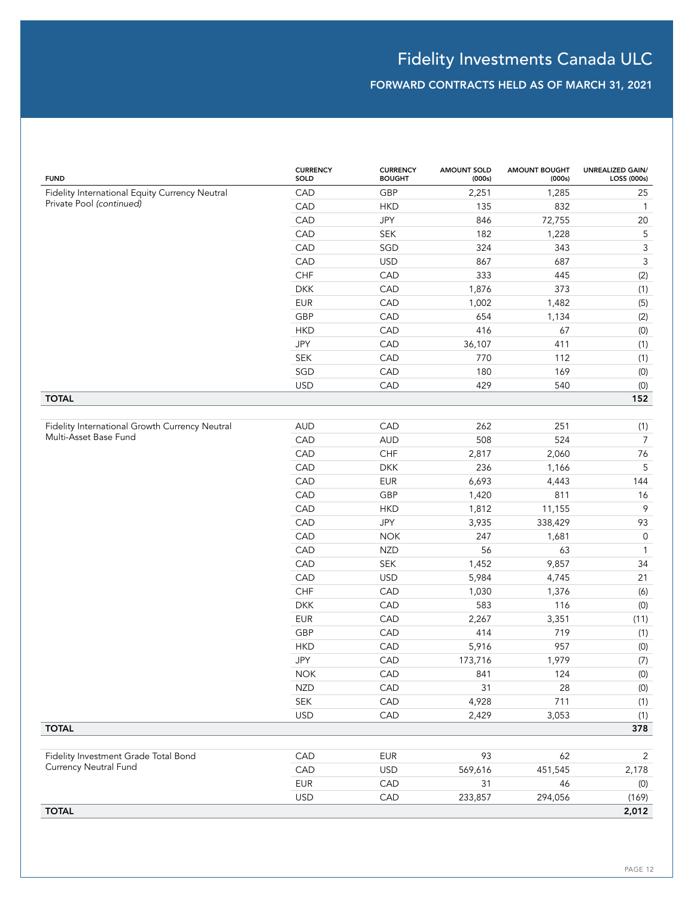# Fidelity Investments Canada ULC

## FORWARD CONTRACTS HELD AS OF MARCH 31, 2021

| FUND | CURRENCY SOLD | CURRENCY BOUGHT | AMOUNT SOLD (000s) | AMOUNT BOUGHT (000s) | UNREALIZED GAIN/ LOSS (000s) |
|---|---|---|---|---|---|
| Fidelity International Equity Currency Neutral Private Pool *(continued)* | CAD | GBP | 2,251 | 1,285 | 25 |
| | CAD | HKD | 135 | 832 | 1 |
| | CAD | JPY | 846 | 72,755 | 20 |
| | CAD | SEK | 182 | 1,228 | 5 |
| | CAD | SGD | 324 | 343 | 3 |
| | CAD | USD | 867 | 687 | 3 |
| | CHF | CAD | 333 | 445 | (2) |
| | DKK | CAD | 1,876 | 373 | (1) |
| | EUR | CAD | 1,002 | 1,482 | (5) |
| | GBP | CAD | 654 | 1,134 | (2) |
| | HKD | CAD | 416 | 67 | (0) |
| | JPY | CAD | 36,107 | 411 | (1) |
| | SEK | CAD | 770 | 112 | (1) |
| | SGD | CAD | 180 | 169 | (0) |
| | USD | CAD | 429 | 540 | (0) |
| **TOTAL** | | | | | **152** |
| Fidelity International Growth Currency Neutral Multi-Asset Base Fund | AUD | CAD | 262 | 251 | (1) |
| | CAD | AUD | 508 | 524 | 7 |
| | CAD | CHF | 2,817 | 2,060 | 76 |
| | CAD | DKK | 236 | 1,166 | 5 |
| | CAD | EUR | 6,693 | 4,443 | 144 |
| | CAD | GBP | 1,420 | 811 | 16 |
| | CAD | HKD | 1,812 | 11,155 | 9 |
| | CAD | JPY | 3,935 | 338,429 | 93 |
| | CAD | NOK | 247 | 1,681 | 0 |
| | CAD | NZD | 56 | 63 | 1 |
| | CAD | SEK | 1,452 | 9,857 | 34 |
| | CAD | USD | 5,984 | 4,745 | 21 |
| | CHF | CAD | 1,030 | 1,376 | (6) |
| | DKK | CAD | 583 | 116 | (0) |
| | EUR | CAD | 2,267 | 3,351 | (11) |
| | GBP | CAD | 414 | 719 | (1) |
| | HKD | CAD | 5,916 | 957 | (0) |
| | JPY | CAD | 173,716 | 1,979 | (7) |
| | NOK | CAD | 841 | 124 | (0) |
| | NZD | CAD | 31 | 28 | (0) |
| | SEK | CAD | 4,928 | 711 | (1) |
| | USD | CAD | 2,429 | 3,053 | (1) |
| **TOTAL** | | | | | **378** |
| Fidelity Investment Grade Total Bond Currency Neutral Fund | CAD | EUR | 93 | 62 | 2 |
| | CAD | USD | 569,616 | 451,545 | 2,178 |
| | EUR | CAD | 31 | 46 | (0) |
| | USD | CAD | 233,857 | 294,056 | (169) |
| **TOTAL** | | | | | **2,012** |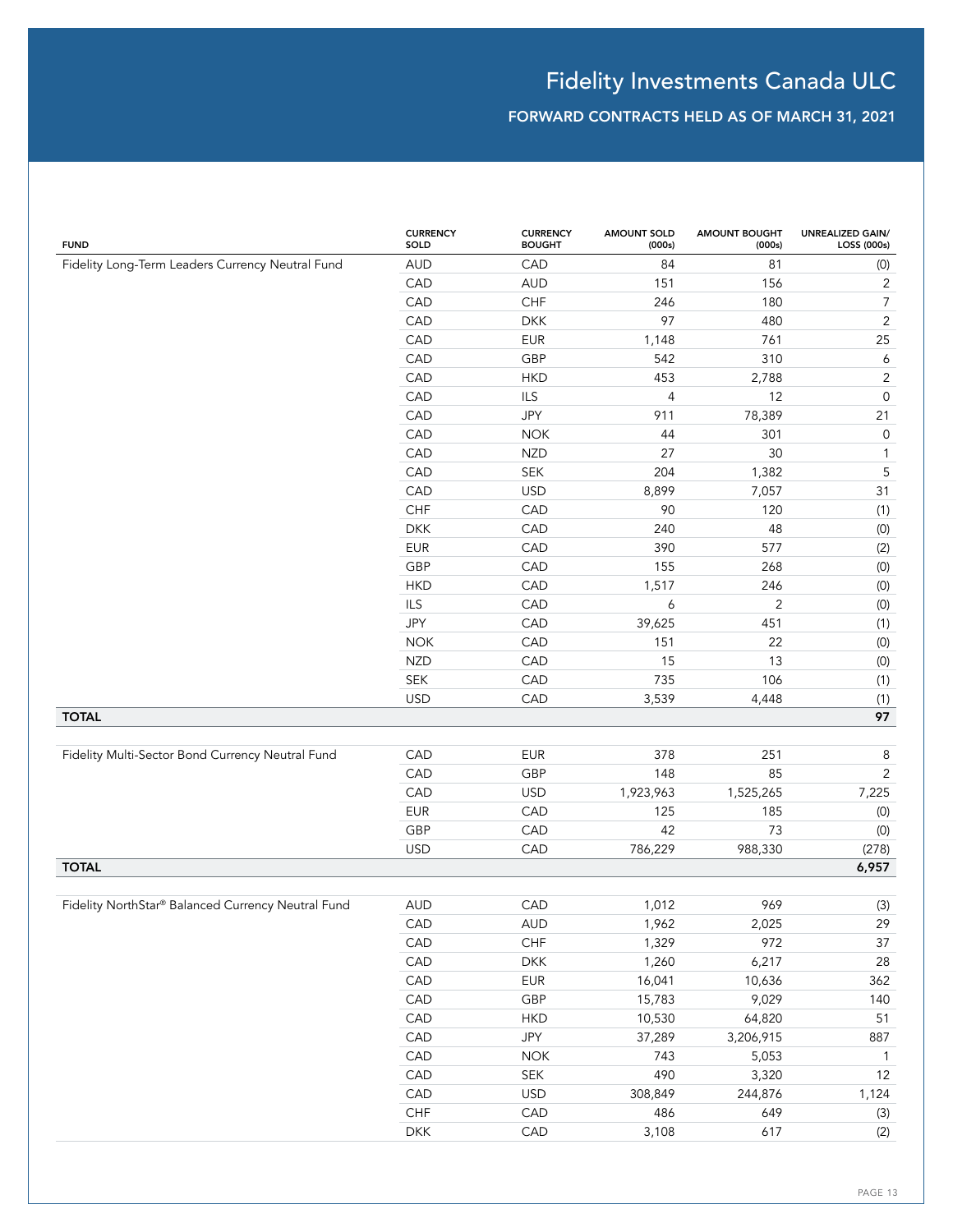# Fidelity Investments Canada ULC

## FORWARD CONTRACTS HELD AS OF MARCH 31, 2021

| FUND | CURRENCY SOLD | CURRENCY BOUGHT | AMOUNT SOLD (000s) | AMOUNT BOUGHT (000s) | UNREALIZED GAIN/ LOSS (000s) |
|---|---|---|---|---|---|
| Fidelity Long-Term Leaders Currency Neutral Fund | AUD | CAD | 84 | 81 | (0) |
| | CAD | AUD | 151 | 156 | 2 |
| | CAD | CHF | 246 | 180 | 7 |
| | CAD | DKK | 97 | 480 | 2 |
| | CAD | EUR | 1,148 | 761 | 25 |
| | CAD | GBP | 542 | 310 | 6 |
| | CAD | HKD | 453 | 2,788 | 2 |
| | CAD | ILS | 4 | 12 | 0 |
| | CAD | JPY | 911 | 78,389 | 21 |
| | CAD | NOK | 44 | 301 | 0 |
| | CAD | NZD | 27 | 30 | 1 |
| | CAD | SEK | 204 | 1,382 | 5 |
| | CAD | USD | 8,899 | 7,057 | 31 |
| | CHF | CAD | 90 | 120 | (1) |
| | DKK | CAD | 240 | 48 | (0) |
| | EUR | CAD | 390 | 577 | (2) |
| | GBP | CAD | 155 | 268 | (0) |
| | HKD | CAD | 1,517 | 246 | (0) |
| | ILS | CAD | 6 | 2 | (0) |
| | JPY | CAD | 39,625 | 451 | (1) |
| | NOK | CAD | 151 | 22 | (0) |
| | NZD | CAD | 15 | 13 | (0) |
| | SEK | CAD | 735 | 106 | (1) |
| | USD | CAD | 3,539 | 4,448 | (1) |
| **TOTAL** | | | | | **97** |
| Fidelity Multi-Sector Bond Currency Neutral Fund | CAD | EUR | 378 | 251 | 8 |
| | CAD | GBP | 148 | 85 | 2 |
| | CAD | USD | 1,923,963 | 1,525,265 | 7,225 |
| | EUR | CAD | 125 | 185 | (0) |
| | GBP | CAD | 42 | 73 | (0) |
| | USD | CAD | 786,229 | 988,330 | (278) |
| **TOTAL** | | | | | **6,957** |
| Fidelity NorthStar® Balanced Currency Neutral Fund | AUD | CAD | 1,012 | 969 | (3) |
| | CAD | AUD | 1,962 | 2,025 | 29 |
| | CAD | CHF | 1,329 | 972 | 37 |
| | CAD | DKK | 1,260 | 6,217 | 28 |
| | CAD | EUR | 16,041 | 10,636 | 362 |
| | CAD | GBP | 15,783 | 9,029 | 140 |
| | CAD | HKD | 10,530 | 64,820 | 51 |
| | CAD | JPY | 37,289 | 3,206,915 | 887 |
| | CAD | NOK | 743 | 5,053 | 1 |
| | CAD | SEK | 490 | 3,320 | 12 |
| | CAD | USD | 308,849 | 244,876 | 1,124 |
| | CHF | CAD | 486 | 649 | (3) |
| | DKK | CAD | 3,108 | 617 | (2) |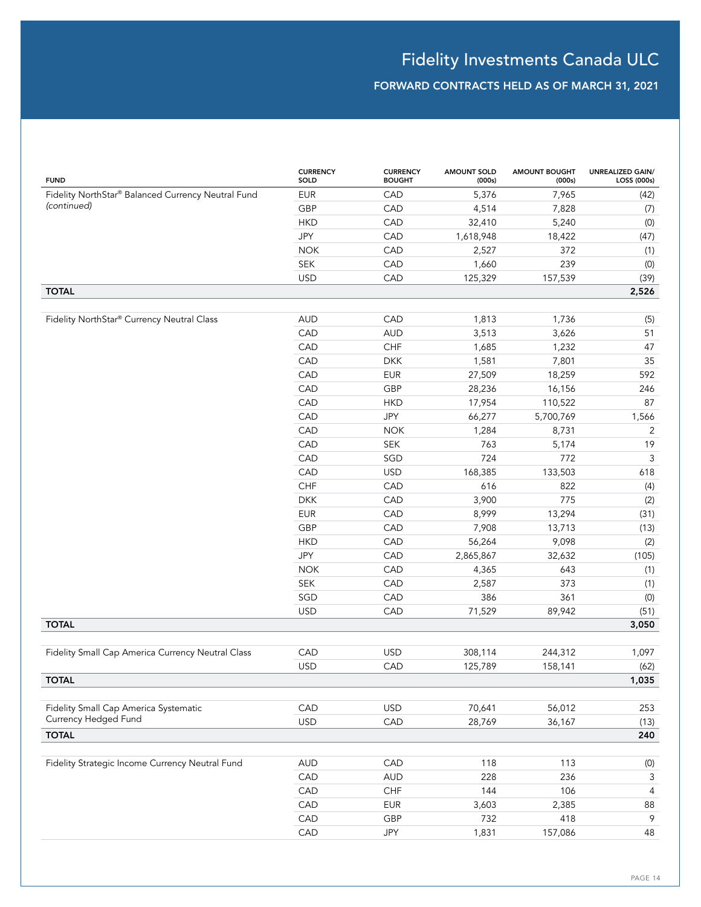# Fidelity Investments Canada ULC

## FORWARD CONTRACTS HELD AS OF MARCH 31, 2021

| FUND | CURRENCY SOLD | CURRENCY BOUGHT | AMOUNT SOLD (000s) | AMOUNT BOUGHT (000s) | UNREALIZED GAIN/ LOSS (000s) |
|---|---|---|---|---|---|
| Fidelity NorthStar® Balanced Currency Neutral Fund *(continued)* | EUR | CAD | 5,376 | 7,965 | (42) |
| | GBP | CAD | 4,514 | 7,828 | (7) |
| | HKD | CAD | 32,410 | 5,240 | (0) |
| | JPY | CAD | 1,618,948 | 18,422 | (47) |
| | NOK | CAD | 2,527 | 372 | (1) |
| | SEK | CAD | 1,660 | 239 | (0) |
| | USD | CAD | 125,329 | 157,539 | (39) |
| **TOTAL** | | | | | **2,526** |
| Fidelity NorthStar® Currency Neutral Class | AUD | CAD | 1,813 | 1,736 | (5) |
| | CAD | AUD | 3,513 | 3,626 | 51 |
| | CAD | CHF | 1,685 | 1,232 | 47 |
| | CAD | DKK | 1,581 | 7,801 | 35 |
| | CAD | EUR | 27,509 | 18,259 | 592 |
| | CAD | GBP | 28,236 | 16,156 | 246 |
| | CAD | HKD | 17,954 | 110,522 | 87 |
| | CAD | JPY | 66,277 | 5,700,769 | 1,566 |
| | CAD | NOK | 1,284 | 8,731 | 2 |
| | CAD | SEK | 763 | 5,174 | 19 |
| | CAD | SGD | 724 | 772 | 3 |
| | CAD | USD | 168,385 | 133,503 | 618 |
| | CHF | CAD | 616 | 822 | (4) |
| | DKK | CAD | 3,900 | 775 | (2) |
| | EUR | CAD | 8,999 | 13,294 | (31) |
| | GBP | CAD | 7,908 | 13,713 | (13) |
| | HKD | CAD | 56,264 | 9,098 | (2) |
| | JPY | CAD | 2,865,867 | 32,632 | (105) |
| | NOK | CAD | 4,365 | 643 | (1) |
| | SEK | CAD | 2,587 | 373 | (1) |
| | SGD | CAD | 386 | 361 | (0) |
| | USD | CAD | 71,529 | 89,942 | (51) |
| **TOTAL** | | | | | **3,050** |
| Fidelity Small Cap America Currency Neutral Class | CAD | USD | 308,114 | 244,312 | 1,097 |
| | USD | CAD | 125,789 | 158,141 | (62) |
| **TOTAL** | | | | | **1,035** |
| Fidelity Small Cap America Systematic Currency Hedged Fund | CAD | USD | 70,641 | 56,012 | 253 |
| | USD | CAD | 28,769 | 36,167 | (13) |
| **TOTAL** | | | | | **240** |
| Fidelity Strategic Income Currency Neutral Fund | AUD | CAD | 118 | 113 | (0) |
| | CAD | AUD | 228 | 236 | 3 |
| | CAD | CHF | 144 | 106 | 4 |
| | CAD | EUR | 3,603 | 2,385 | 88 |
| | CAD | GBP | 732 | 418 | 9 |
| | CAD | JPY | 1,831 | 157,086 | 48 |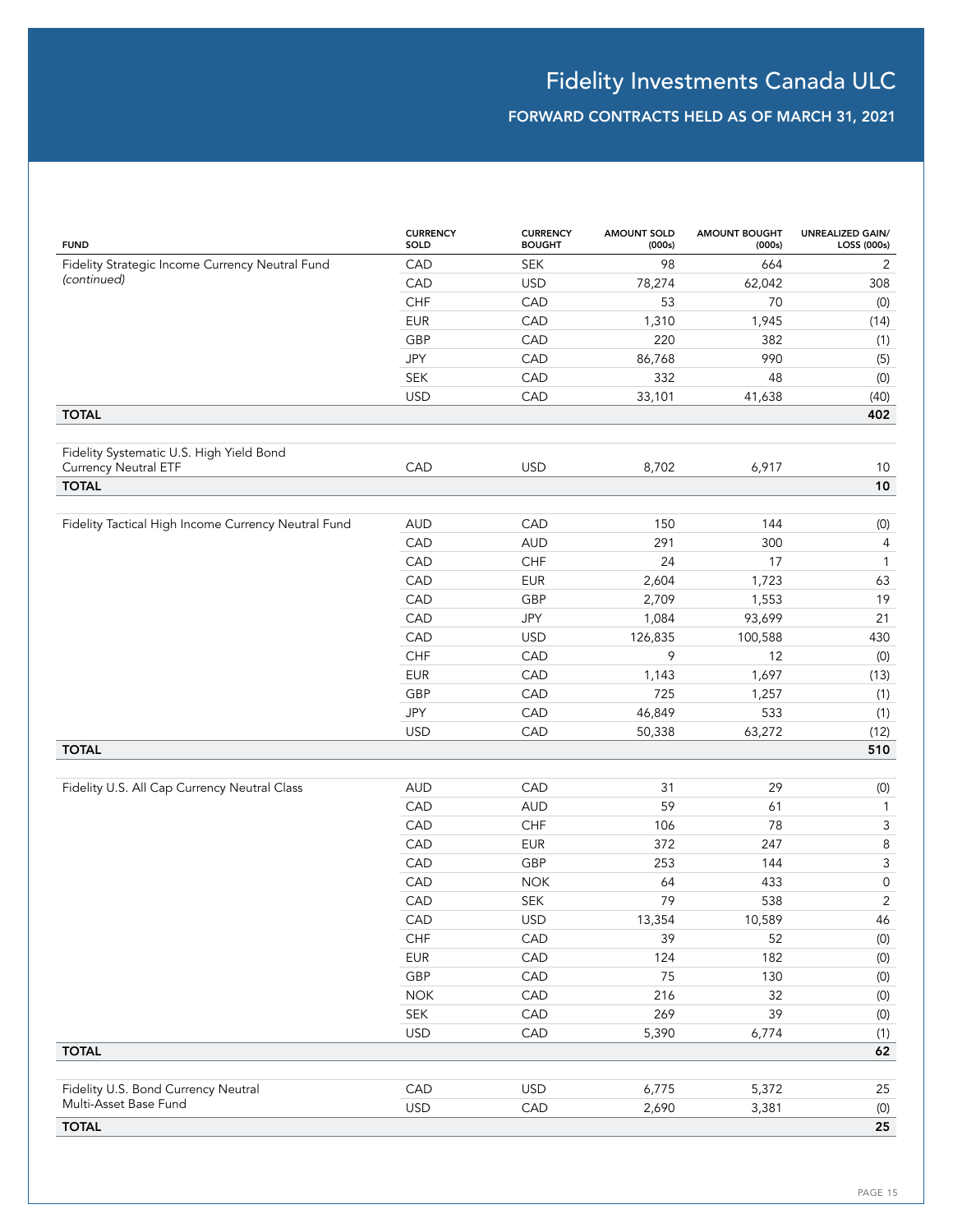# Fidelity Investments Canada ULC

## FORWARD CONTRACTS HELD AS OF MARCH 31, 2021

| FUND | CURRENCY SOLD | CURRENCY BOUGHT | AMOUNT SOLD (000s) | AMOUNT BOUGHT (000s) | UNREALIZED GAIN/ LOSS (000s) |
|---|---|---|---|---|---|
| Fidelity Strategic Income Currency Neutral Fund *(continued)* | CAD | SEK | 98 | 664 | 2 |
| | CAD | USD | 78,274 | 62,042 | 308 |
| | CHF | CAD | 53 | 70 | (0) |
| | EUR | CAD | 1,310 | 1,945 | (14) |
| | GBP | CAD | 220 | 382 | (1) |
| | JPY | CAD | 86,768 | 990 | (5) |
| | SEK | CAD | 332 | 48 | (0) |
| | USD | CAD | 33,101 | 41,638 | (40) |
| **TOTAL** | | | | | **402** |
| Fidelity Systematic U.S. High Yield Bond Currency Neutral ETF | CAD | USD | 8,702 | 6,917 | 10 |
| **TOTAL** | | | | | **10** |
| Fidelity Tactical High Income Currency Neutral Fund | AUD | CAD | 150 | 144 | (0) |
| | CAD | AUD | 291 | 300 | 4 |
| | CAD | CHF | 24 | 17 | 1 |
| | CAD | EUR | 2,604 | 1,723 | 63 |
| | CAD | GBP | 2,709 | 1,553 | 19 |
| | CAD | JPY | 1,084 | 93,699 | 21 |
| | CAD | USD | 126,835 | 100,588 | 430 |
| | CHF | CAD | 9 | 12 | (0) |
| | EUR | CAD | 1,143 | 1,697 | (13) |
| | GBP | CAD | 725 | 1,257 | (1) |
| | JPY | CAD | 46,849 | 533 | (1) |
| | USD | CAD | 50,338 | 63,272 | (12) |
| **TOTAL** | | | | | **510** |
| Fidelity U.S. All Cap Currency Neutral Class | AUD | CAD | 31 | 29 | (0) |
| | CAD | AUD | 59 | 61 | 1 |
| | CAD | CHF | 106 | 78 | 3 |
| | CAD | EUR | 372 | 247 | 8 |
| | CAD | GBP | 253 | 144 | 3 |
| | CAD | NOK | 64 | 433 | 0 |
| | CAD | SEK | 79 | 538 | 2 |
| | CAD | USD | 13,354 | 10,589 | 46 |
| | CHF | CAD | 39 | 52 | (0) |
| | EUR | CAD | 124 | 182 | (0) |
| | GBP | CAD | 75 | 130 | (0) |
| | NOK | CAD | 216 | 32 | (0) |
| | SEK | CAD | 269 | 39 | (0) |
| | USD | CAD | 5,390 | 6,774 | (1) |
| **TOTAL** | | | | | **62** |
| Fidelity U.S. Bond Currency Neutral Multi-Asset Base Fund | CAD | USD | 6,775 | 5,372 | 25 |
| | USD | CAD | 2,690 | 3,381 | (0) |
| **TOTAL** | | | | | **25** |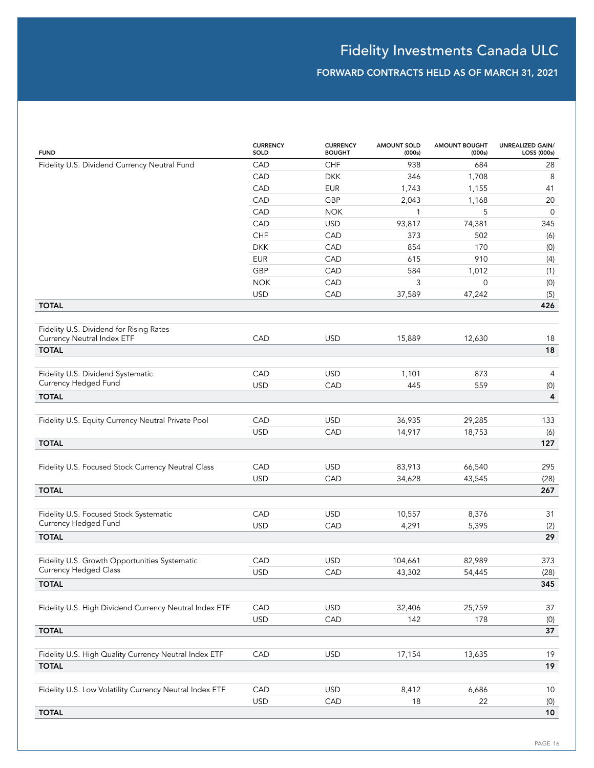# Fidelity Investments Canada ULC

## FORWARD CONTRACTS HELD AS OF MARCH 31, 2021

| FUND | CURRENCY SOLD | CURRENCY BOUGHT | AMOUNT SOLD (000s) | AMOUNT BOUGHT (000s) | UNREALIZED GAIN/ LOSS (000s) |
|---|---|---|---|---|---|
| Fidelity U.S. Dividend Currency Neutral Fund | CAD | CHF | 938 | 684 | 28 |
| | CAD | DKK | 346 | 1,708 | 8 |
| | CAD | EUR | 1,743 | 1,155 | 41 |
| | CAD | GBP | 2,043 | 1,168 | 20 |
| | CAD | NOK | 1 | 5 | 0 |
| | CAD | USD | 93,817 | 74,381 | 345 |
| | CHF | CAD | 373 | 502 | (6) |
| | DKK | CAD | 854 | 170 | (0) |
| | EUR | CAD | 615 | 910 | (4) |
| | GBP | CAD | 584 | 1,012 | (1) |
| | NOK | CAD | 3 | 0 | (0) |
| | USD | CAD | 37,589 | 47,242 | (5) |
| **TOTAL** | | | | | **426** |
| Fidelity U.S. Dividend for Rising Rates Currency Neutral Index ETF | CAD | USD | 15,889 | 12,630 | 18 |
| **TOTAL** | | | | | **18** |
| Fidelity U.S. Dividend Systematic Currency Hedged Fund | CAD | USD | 1,101 | 873 | 4 |
| | USD | CAD | 445 | 559 | (0) |
| **TOTAL** | | | | | **4** |
| Fidelity U.S. Equity Currency Neutral Private Pool | CAD | USD | 36,935 | 29,285 | 133 |
| | USD | CAD | 14,917 | 18,753 | (6) |
| **TOTAL** | | | | | **127** |
| Fidelity U.S. Focused Stock Currency Neutral Class | CAD | USD | 83,913 | 66,540 | 295 |
| | USD | CAD | 34,628 | 43,545 | (28) |
| **TOTAL** | | | | | **267** |
| Fidelity U.S. Focused Stock Systematic Currency Hedged Fund | CAD | USD | 10,557 | 8,376 | 31 |
| | USD | CAD | 4,291 | 5,395 | (2) |
| **TOTAL** | | | | | **29** |
| Fidelity U.S. Growth Opportunities Systematic Currency Hedged Class | CAD | USD | 104,661 | 82,989 | 373 |
| | USD | CAD | 43,302 | 54,445 | (28) |
| **TOTAL** | | | | | **345** |
| Fidelity U.S. High Dividend Currency Neutral Index ETF | CAD | USD | 32,406 | 25,759 | 37 |
| | USD | CAD | 142 | 178 | (0) |
| **TOTAL** | | | | | **37** |
| Fidelity U.S. High Quality Currency Neutral Index ETF | CAD | USD | 17,154 | 13,635 | 19 |
| **TOTAL** | | | | | **19** |
| Fidelity U.S. Low Volatility Currency Neutral Index ETF | CAD | USD | 8,412 | 6,686 | 10 |
| | USD | CAD | 18 | 22 | (0) |
| **TOTAL** | | | | | **10** |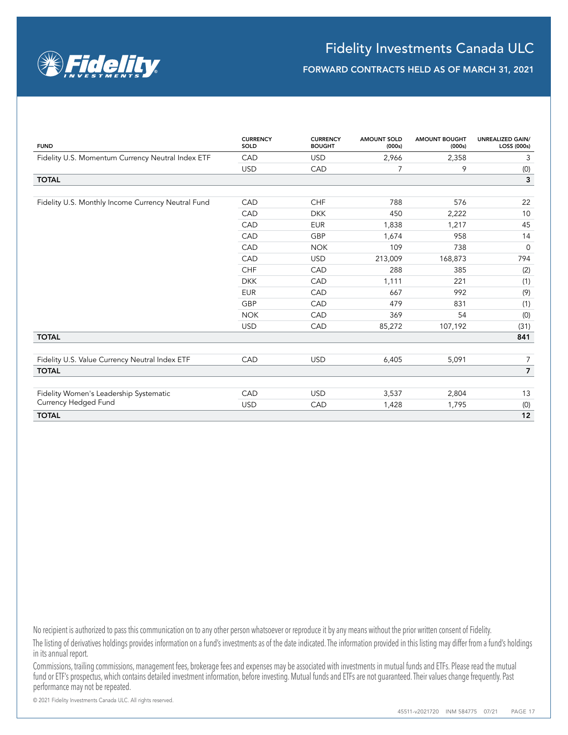# Fidelity Investments Canada ULC

## FORWARD CONTRACTS HELD AS OF MARCH 31, 2021

| FUND | CURRENCY SOLD | CURRENCY BOUGHT | AMOUNT SOLD (000s) | AMOUNT BOUGHT (000s) | UNREALIZED GAIN/ LOSS (000s) |
|---|---|---|---|---|---|
| Fidelity U.S. Momentum Currency Neutral Index ETF | CAD | USD | 2,966 | 2,358 | 3 |
| | USD | CAD | 7 | 9 | (0) |
| **TOTAL** | | | | | **3** |
| Fidelity U.S. Monthly Income Currency Neutral Fund | CAD | CHF | 788 | 576 | 22 |
| | CAD | DKK | 450 | 2,222 | 10 |
| | CAD | EUR | 1,838 | 1,217 | 45 |
| | CAD | GBP | 1,674 | 958 | 14 |
| | CAD | NOK | 109 | 738 | 0 |
| | CAD | USD | 213,009 | 168,873 | 794 |
| | CHF | CAD | 288 | 385 | (2) |
| | DKK | CAD | 1,111 | 221 | (1) |
| | EUR | CAD | 667 | 992 | (9) |
| | GBP | CAD | 479 | 831 | (1) |
| | NOK | CAD | 369 | 54 | (0) |
| | USD | CAD | 85,272 | 107,192 | (31) |
| **TOTAL** | | | | | **841** |
| Fidelity U.S. Value Currency Neutral Index ETF | CAD | USD | 6,405 | 5,091 | 7 |
| **TOTAL** | | | | | **7** |
| Fidelity Women's Leadership Systematic Currency Hedged Fund | CAD | USD | 3,537 | 2,804 | 13 |
| | USD | CAD | 1,428 | 1,795 | (0) |
| **TOTAL** | | | | | **12** |

No recipient is authorized to pass this communication on to any other person whatsoever or reproduce it by any means without the prior written consent of Fidelity.

The listing of derivatives holdings provides information on a fund's investments as of the date indicated. The information provided in this listing may differ from a fund's holdings in its annual report.

Commissions, trailing commissions, management fees, brokerage fees and expenses may be associated with investments in mutual funds and ETFs. Please read the mutual fund or ETF's prospectus, which contains detailed investment information, before investing. Mutual funds and ETFs are not guaranteed. Their values change frequently. Past performance may not be repeated.

© 2021 Fidelity Investments Canada ULC. All rights reserved.

45511-v2021720 INM 584775 07/21